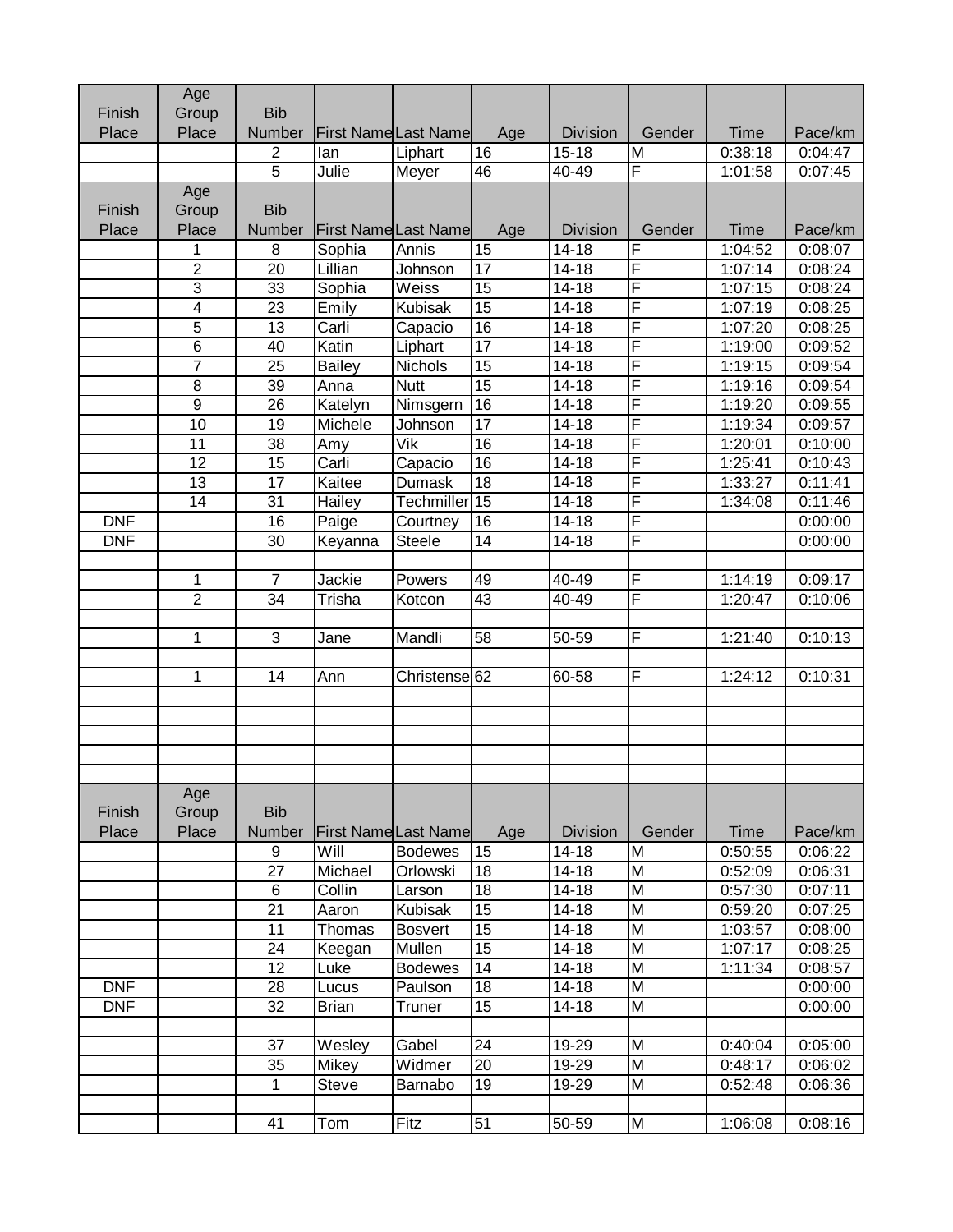| Finish Place | Age Group Place | Bib Number | First Name | Last Name | Age | Division | Gender | Time | Pace/km |
|---|---|---|---|---|---|---|---|---|---|
| | | 2 | Ian | Liphart | 16 | 15-18 | M | 0:38:18 | 0:04:47 |
| | | 5 | Julie | Meyer | 46 | 40-49 | F | 1:01:58 | 0:07:45 |

| Finish Place | Age Group Place | Bib Number | First Name | Last Name | Age | Division | Gender | Time | Pace/km |
|---|---|---|---|---|---|---|---|---|---|
| | 1 | 8 | Sophia | Annis | 15 | 14-18 | F | 1:04:52 | 0:08:07 |
| | 2 | 20 | Lillian | Johnson | 17 | 14-18 | F | 1:07:14 | 0:08:24 |
| | 3 | 33 | Sophia | Weiss | 15 | 14-18 | F | 1:07:15 | 0:08:24 |
| | 4 | 23 | Emily | Kubisak | 15 | 14-18 | F | 1:07:19 | 0:08:25 |
| | 5 | 13 | Carli | Capacio | 16 | 14-18 | F | 1:07:20 | 0:08:25 |
| | 6 | 40 | Katin | Liphart | 17 | 14-18 | F | 1:19:00 | 0:09:52 |
| | 7 | 25 | Bailey | Nichols | 15 | 14-18 | F | 1:19:15 | 0:09:54 |
| | 8 | 39 | Anna | Nutt | 15 | 14-18 | F | 1:19:16 | 0:09:54 |
| | 9 | 26 | Katelyn | Nimsgern | 16 | 14-18 | F | 1:19:20 | 0:09:55 |
| | 10 | 19 | Michele | Johnson | 17 | 14-18 | F | 1:19:34 | 0:09:57 |
| | 11 | 38 | Amy | Vik | 16 | 14-18 | F | 1:20:01 | 0:10:00 |
| | 12 | 15 | Carli | Capacio | 16 | 14-18 | F | 1:25:41 | 0:10:43 |
| | 13 | 17 | Kaitee | Dumask | 18 | 14-18 | F | 1:33:27 | 0:11:41 |
| | 14 | 31 | Hailey | Techmiller | 15 | 14-18 | F | 1:34:08 | 0:11:46 |
| DNF | | 16 | Paige | Courtney | 16 | 14-18 | F | | 0:00:00 |
| DNF | | 30 | Keyanna | Steele | 14 | 14-18 | F | | 0:00:00 |
| | | | | | | | | | |
| | 1 | 7 | Jackie | Powers | 49 | 40-49 | F | 1:14:19 | 0:09:17 |
| | 2 | 34 | Trisha | Kotcon | 43 | 40-49 | F | 1:20:47 | 0:10:06 |
| | | | | | | | | | |
| | 1 | 3 | Jane | Mandli | 58 | 50-59 | F | 1:21:40 | 0:10:13 |
| | | | | | | | | | |
| | 1 | 14 | Ann | Christense | 62 | 60-58 | F | 1:24:12 | 0:10:31 |

| Finish Place | Age Group Place | Bib Number | First Name | Last Name | Age | Division | Gender | Time | Pace/km |
|---|---|---|---|---|---|---|---|---|---|
| | | 9 | Will | Bodewes | 15 | 14-18 | M | 0:50:55 | 0:06:22 |
| | | 27 | Michael | Orlowski | 18 | 14-18 | M | 0:52:09 | 0:06:31 |
| | | 6 | Collin | Larson | 18 | 14-18 | M | 0:57:30 | 0:07:11 |
| | | 21 | Aaron | Kubisak | 15 | 14-18 | M | 0:59:20 | 0:07:25 |
| | | 11 | Thomas | Bosvert | 15 | 14-18 | M | 1:03:57 | 0:08:00 |
| | | 24 | Keegan | Mullen | 15 | 14-18 | M | 1:07:17 | 0:08:25 |
| | | 12 | Luke | Bodewes | 14 | 14-18 | M | 1:11:34 | 0:08:57 |
| DNF | | 28 | Lucus | Paulson | 18 | 14-18 | M | | 0:00:00 |
| DNF | | 32 | Brian | Truner | 15 | 14-18 | M | | 0:00:00 |
| | | | | | | | | | |
| | | 37 | Wesley | Gabel | 24 | 19-29 | M | 0:40:04 | 0:05:00 |
| | | 35 | Mikey | Widmer | 20 | 19-29 | M | 0:48:17 | 0:06:02 |
| | | 1 | Steve | Barnabo | 19 | 19-29 | M | 0:52:48 | 0:06:36 |
| | | | | | | | | | |
| | | 41 | Tom | Fitz | 51 | 50-59 | M | 1:06:08 | 0:08:16 |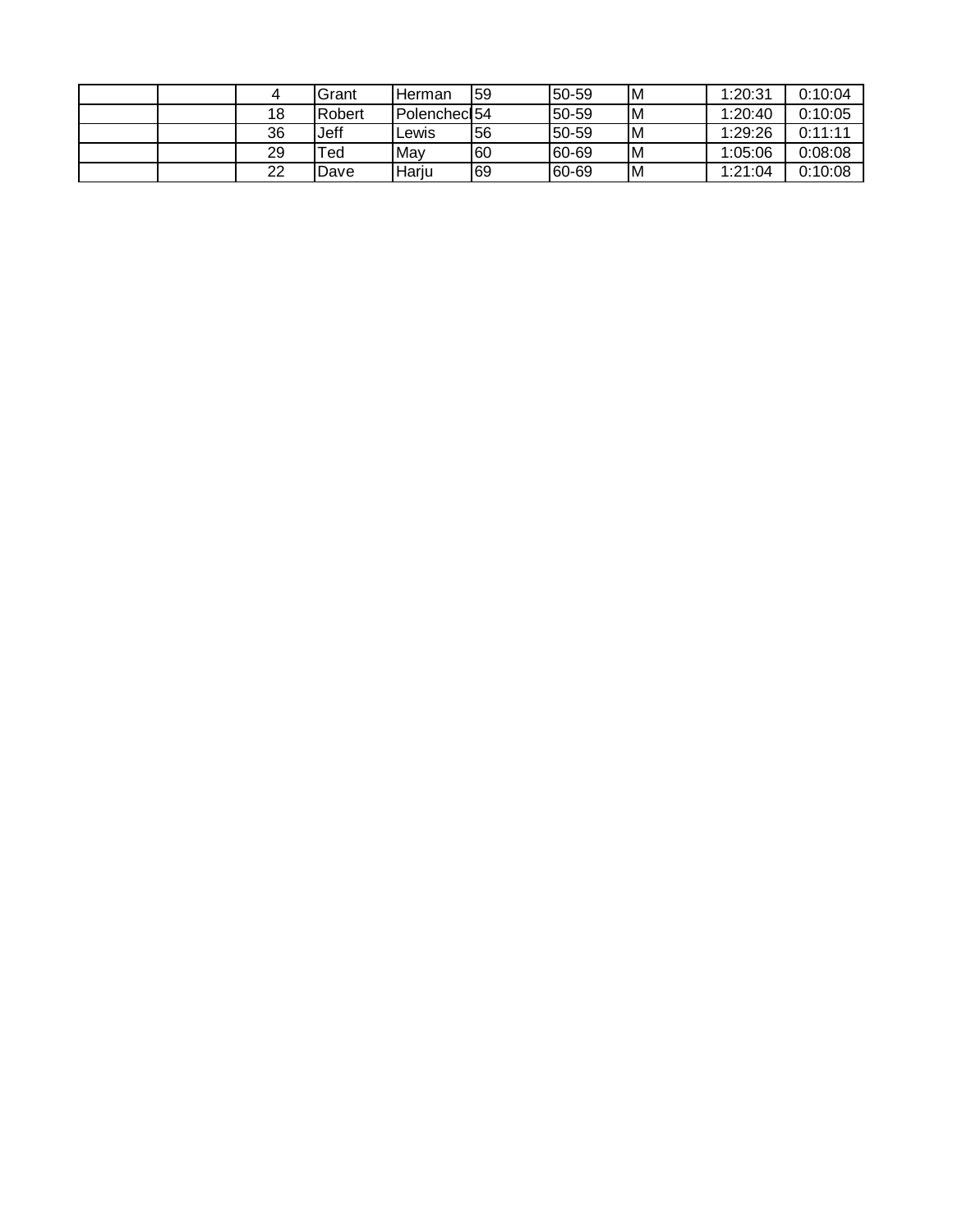| | | | | | | | | | |
|---|---|---|---|---|---|---|---|---|---|
| | | 4 | Grant | Herman | 59 | 50-59 | M | 1:20:31 | 0:10:04 |
| | | 18 | Robert | Polenchecl | 54 | 50-59 | M | 1:20:40 | 0:10:05 |
| | | 36 | Jeff | Lewis | 56 | 50-59 | M | 1:29:26 | 0:11:11 |
| | | 29 | Ted | May | 60 | 60-69 | M | 1:05:06 | 0:08:08 |
| | | 22 | Dave | Harju | 69 | 60-69 | M | 1:21:04 | 0:10:08 |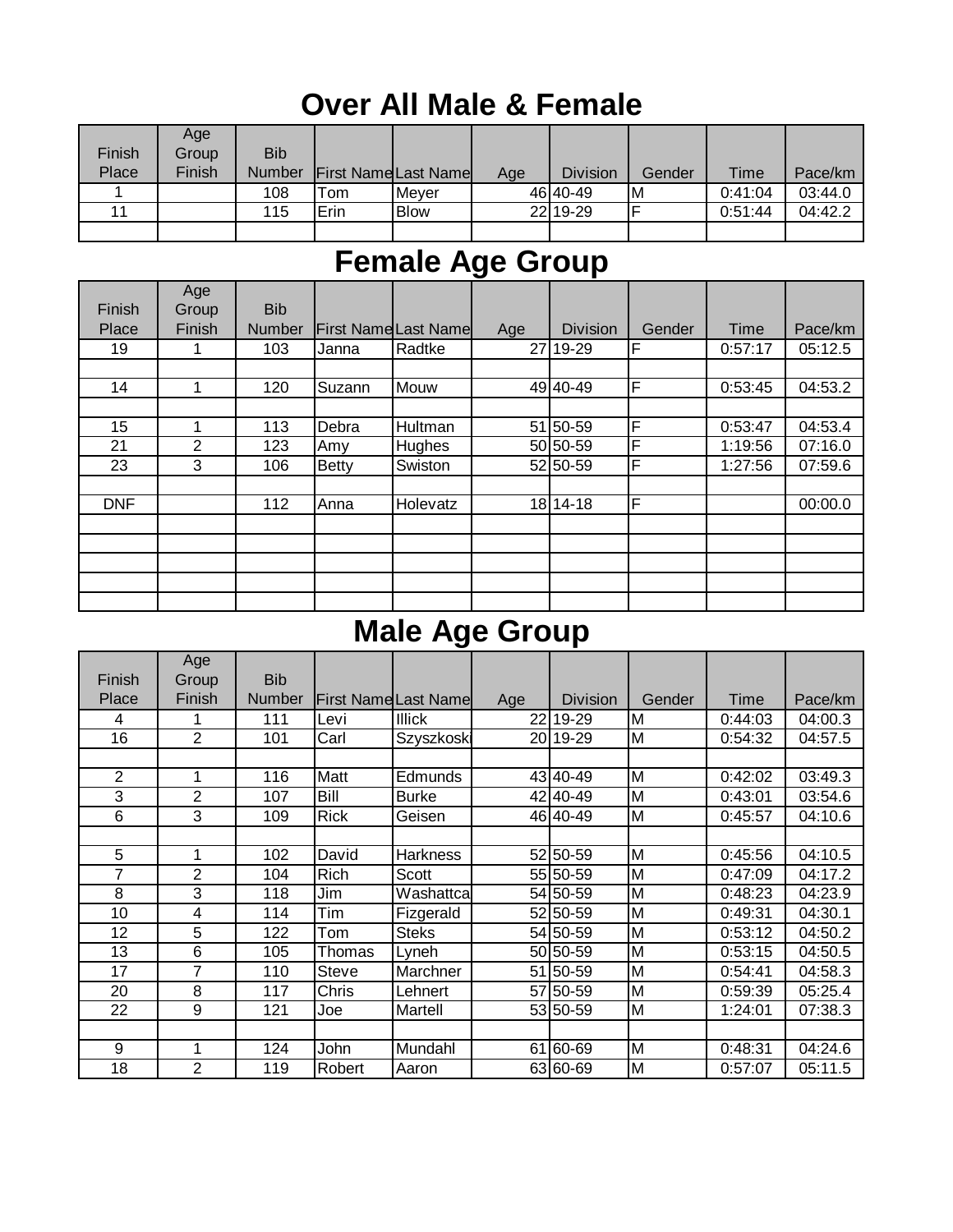# Over All Male & Female

| Finish Place | Age Group Finish | Bib Number | First Name | Last Name | Age | Division | Gender | Time | Pace/km |
|---|---|---|---|---|---|---|---|---|---|
| 1 | | 108 | Tom | Meyer | 46 | 40-49 | M | 0:41:04 | 03:44.0 |
| 11 | | 115 | Erin | Blow | 22 | 19-29 | F | 0:51:44 | 04:42.2 |
| | | | | | | | | | |

# Female Age Group

| Finish Place | Age Group Finish | Bib Number | First Name | Last Name | Age | Division | Gender | Time | Pace/km |
|---|---|---|---|---|---|---|---|---|---|
| 19 | 1 | 103 | Janna | Radtke | 27 | 19-29 | F | 0:57:17 | 05:12.5 |
| | | | | | | | | | |
| 14 | 1 | 120 | Suzann | Mouw | 49 | 40-49 | F | 0:53:45 | 04:53.2 |
| | | | | | | | | | |
| 15 | 1 | 113 | Debra | Hultman | 51 | 50-59 | F | 0:53:47 | 04:53.4 |
| 21 | 2 | 123 | Amy | Hughes | 50 | 50-59 | F | 1:19:56 | 07:16.0 |
| 23 | 3 | 106 | Betty | Swiston | 52 | 50-59 | F | 1:27:56 | 07:59.6 |
| | | | | | | | | | |
| DNF | | 112 | Anna | Holevatz | 18 | 14-18 | F | | 00:00.0 |
| | | | | | | | | | |
| | | | | | | | | | |
| | | | | | | | | | |
| | | | | | | | | | |
| | | | | | | | | | |

# Male Age Group

| Finish Place | Age Group Finish | Bib Number | First Name | Last Name | Age | Division | Gender | Time | Pace/km |
|---|---|---|---|---|---|---|---|---|---|
| 4 | 1 | 111 | Levi | Illick | 22 | 19-29 | M | 0:44:03 | 04:00.3 |
| 16 | 2 | 101 | Carl | Szyszkoski | 20 | 19-29 | M | 0:54:32 | 04:57.5 |
| | | | | | | | | | |
| 2 | 1 | 116 | Matt | Edmunds | 43 | 40-49 | M | 0:42:02 | 03:49.3 |
| 3 | 2 | 107 | Bill | Burke | 42 | 40-49 | M | 0:43:01 | 03:54.6 |
| 6 | 3 | 109 | Rick | Geisen | 46 | 40-49 | M | 0:45:57 | 04:10.6 |
| | | | | | | | | | |
| 5 | 1 | 102 | David | Harkness | 52 | 50-59 | M | 0:45:56 | 04:10.5 |
| 7 | 2 | 104 | Rich | Scott | 55 | 50-59 | M | 0:47:09 | 04:17.2 |
| 8 | 3 | 118 | Jim | Washattca | 54 | 50-59 | M | 0:48:23 | 04:23.9 |
| 10 | 4 | 114 | Tim | Fizgerald | 52 | 50-59 | M | 0:49:31 | 04:30.1 |
| 12 | 5 | 122 | Tom | Steks | 54 | 50-59 | M | 0:53:12 | 04:50.2 |
| 13 | 6 | 105 | Thomas | Lyneh | 50 | 50-59 | M | 0:53:15 | 04:50.5 |
| 17 | 7 | 110 | Steve | Marchner | 51 | 50-59 | M | 0:54:41 | 04:58.3 |
| 20 | 8 | 117 | Chris | Lehnert | 57 | 50-59 | M | 0:59:39 | 05:25.4 |
| 22 | 9 | 121 | Joe | Martell | 53 | 50-59 | M | 1:24:01 | 07:38.3 |
| | | | | | | | | | |
| 9 | 1 | 124 | John | Mundahl | 61 | 60-69 | M | 0:48:31 | 04:24.6 |
| 18 | 2 | 119 | Robert | Aaron | 63 | 60-69 | M | 0:57:07 | 05:11.5 |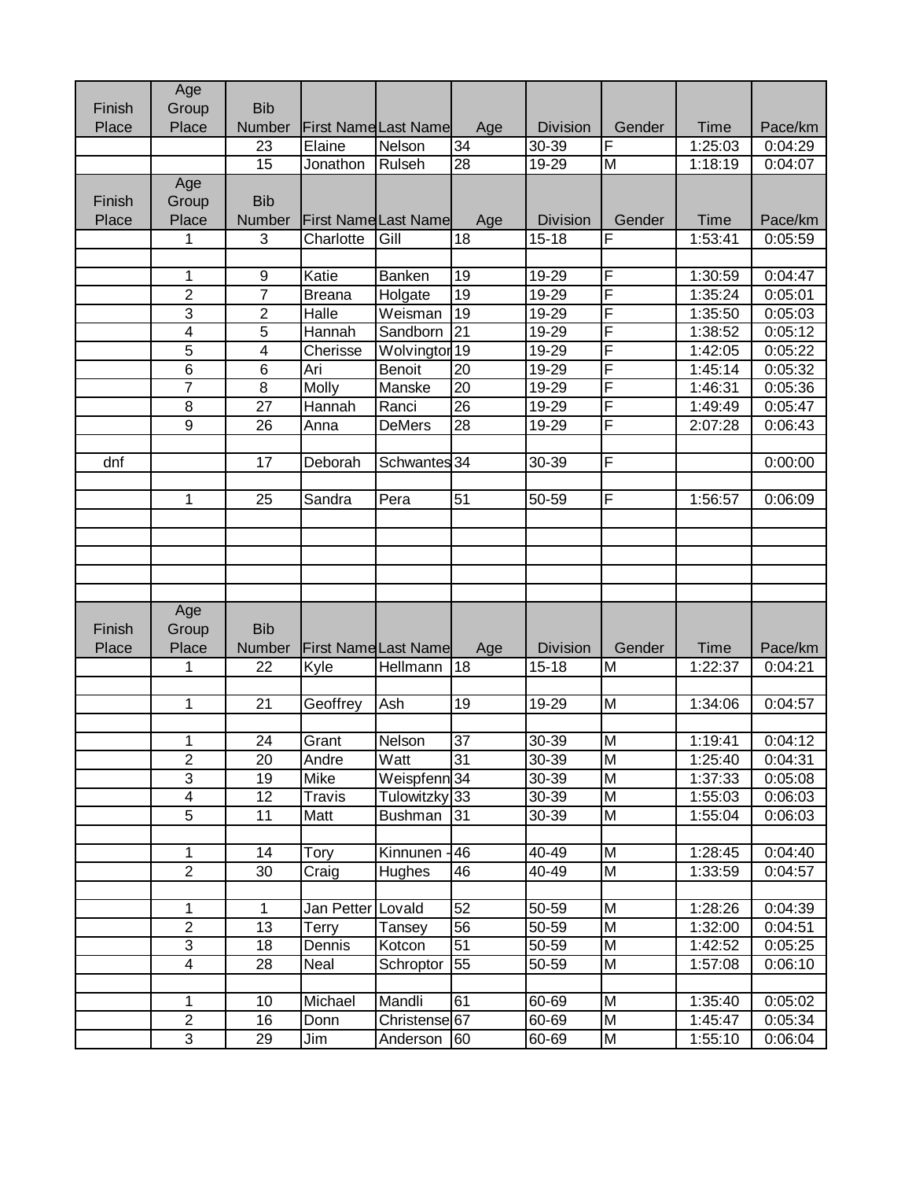| Finish Place | Age Group Place | Bib Number | First Name | Last Name | Age | Division | Gender | Time | Pace/km |
|---|---|---|---|---|---|---|---|---|---|
| | | 23 | Elaine | Nelson | 34 | 30-39 | F | 1:25:03 | 0:04:29 |
| | | 15 | Jonathon | Rulseh | 28 | 19-29 | M | 1:18:19 | 0:04:07 |

| Finish Place | Age Group Place | Bib Number | First Name | Last Name | Age | Division | Gender | Time | Pace/km |
|---|---|---|---|---|---|---|---|---|---|
| | 1 | 3 | Charlotte | Gill | 18 | 15-18 | F | 1:53:41 | 0:05:59 |
| | | | | | | | | | |
| | 1 | 9 | Katie | Banken | 19 | 19-29 | F | 1:30:59 | 0:04:47 |
| | 2 | 7 | Breana | Holgate | 19 | 19-29 | F | 1:35:24 | 0:05:01 |
| | 3 | 2 | Halle | Weisman | 19 | 19-29 | F | 1:35:50 | 0:05:03 |
| | 4 | 5 | Hannah | Sandborn | 21 | 19-29 | F | 1:38:52 | 0:05:12 |
| | 5 | 4 | Cherisse | Wolvington | 19 | 19-29 | F | 1:42:05 | 0:05:22 |
| | 6 | 6 | Ari | Benoit | 20 | 19-29 | F | 1:45:14 | 0:05:32 |
| | 7 | 8 | Molly | Manske | 20 | 19-29 | F | 1:46:31 | 0:05:36 |
| | 8 | 27 | Hannah | Ranci | 26 | 19-29 | F | 1:49:49 | 0:05:47 |
| | 9 | 26 | Anna | DeMers | 28 | 19-29 | F | 2:07:28 | 0:06:43 |
| | | | | | | | | | |
| dnf | | 17 | Deborah | Schwantes | 34 | 30-39 | F | | 0:00:00 |
| | | | | | | | | | |
| | 1 | 25 | Sandra | Pera | 51 | 50-59 | F | 1:56:57 | 0:06:09 |

| Finish Place | Age Group Place | Bib Number | First Name | Last Name | Age | Division | Gender | Time | Pace/km |
|---|---|---|---|---|---|---|---|---|---|
| | 1 | 22 | Kyle | Hellmann | 18 | 15-18 | M | 1:22:37 | 0:04:21 |
| | | | | | | | | | |
| | 1 | 21 | Geoffrey | Ash | 19 | 19-29 | M | 1:34:06 | 0:04:57 |
| | | | | | | | | | |
| | 1 | 24 | Grant | Nelson | 37 | 30-39 | M | 1:19:41 | 0:04:12 |
| | 2 | 20 | Andre | Watt | 31 | 30-39 | M | 1:25:40 | 0:04:31 |
| | 3 | 19 | Mike | Weispfenn | 34 | 30-39 | M | 1:37:33 | 0:05:08 |
| | 4 | 12 | Travis | Tulowitzky | 33 | 30-39 | M | 1:55:03 | 0:06:03 |
| | 5 | 11 | Matt | Bushman | 31 | 30-39 | M | 1:55:04 | 0:06:03 |
| | | | | | | | | | |
| | 1 | 14 | Tory | Kinnunen - | 46 | 40-49 | M | 1:28:45 | 0:04:40 |
| | 2 | 30 | Craig | Hughes | 46 | 40-49 | M | 1:33:59 | 0:04:57 |
| | | | | | | | | | |
| | 1 | 1 | Jan Petter | Lovald | 52 | 50-59 | M | 1:28:26 | 0:04:39 |
| | 2 | 13 | Terry | Tansey | 56 | 50-59 | M | 1:32:00 | 0:04:51 |
| | 3 | 18 | Dennis | Kotcon | 51 | 50-59 | M | 1:42:52 | 0:05:25 |
| | 4 | 28 | Neal | Schroptor | 55 | 50-59 | M | 1:57:08 | 0:06:10 |
| | | | | | | | | | |
| | 1 | 10 | Michael | Mandli | 61 | 60-69 | M | 1:35:40 | 0:05:02 |
| | 2 | 16 | Donn | Christense | 67 | 60-69 | M | 1:45:47 | 0:05:34 |
| | 3 | 29 | Jim | Anderson | 60 | 60-69 | M | 1:55:10 | 0:06:04 |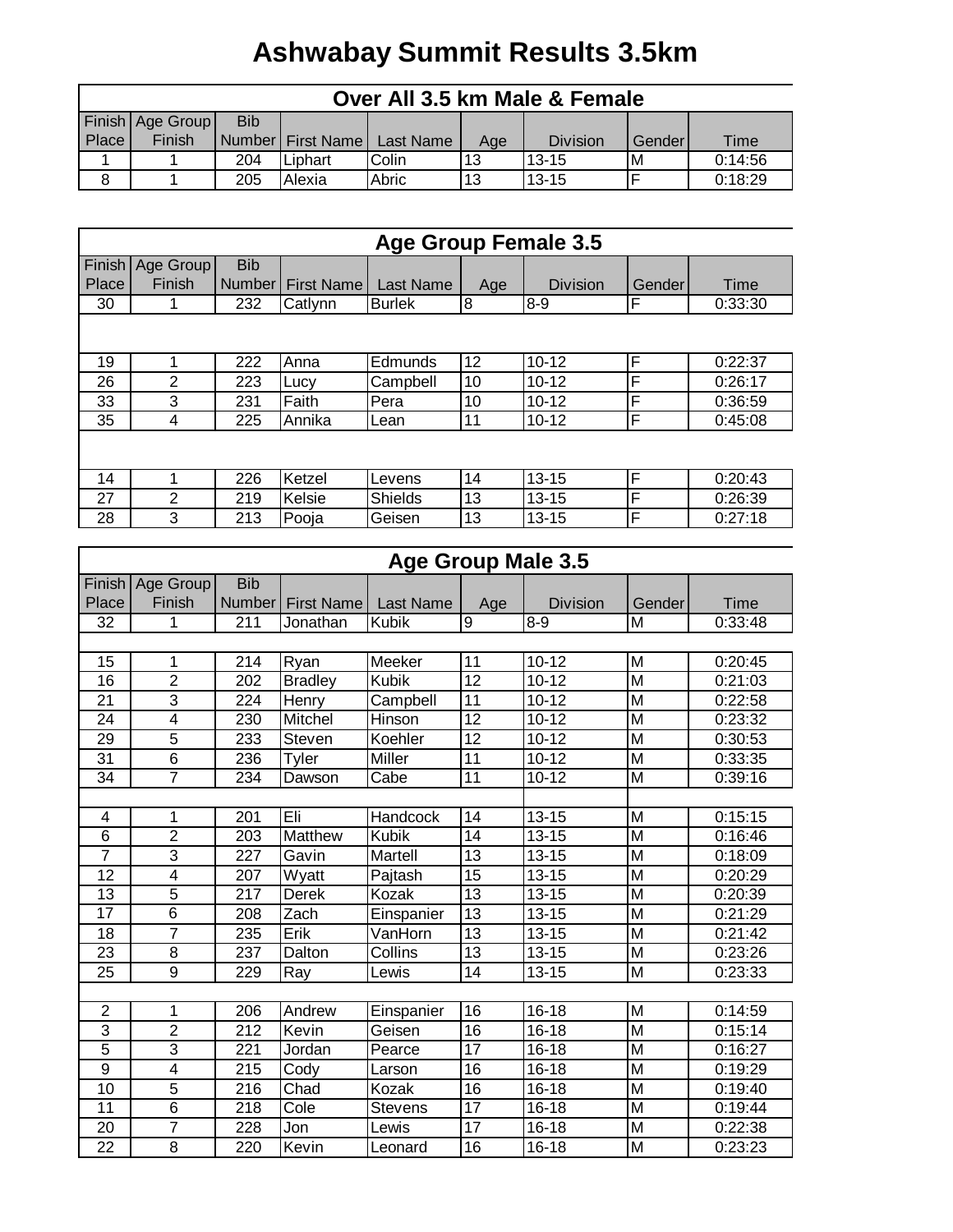# Ashwabay Summit Results 3.5km

## Over All 3.5 km Male & Female

| Finish Place | Age Group Finish | Bib Number | First Name | Last Name | Age | Division | Gender | Time |
|---|---|---|---|---|---|---|---|---|
| 1 | 1 | 204 | Liphart | Colin | 13 | 13-15 | M | 0:14:56 |
| 8 | 1 | 205 | Alexia | Abric | 13 | 13-15 | F | 0:18:29 |

## Age Group Female 3.5

| Finish Place | Age Group Finish | Bib Number | First Name | Last Name | Age | Division | Gender | Time |
|---|---|---|---|---|---|---|---|---|
| 30 | 1 | 232 | Catlynn | Burlek | 8 | 8-9 | F | 0:33:30 |
| | | | | | | | | |
| 19 | 1 | 222 | Anna | Edmunds | 12 | 10-12 | F | 0:22:37 |
| 26 | 2 | 223 | Lucy | Campbell | 10 | 10-12 | F | 0:26:17 |
| 33 | 3 | 231 | Faith | Pera | 10 | 10-12 | F | 0:36:59 |
| 35 | 4 | 225 | Annika | Lean | 11 | 10-12 | F | 0:45:08 |
| | | | | | | | | |
| 14 | 1 | 226 | Ketzel | Levens | 14 | 13-15 | F | 0:20:43 |
| 27 | 2 | 219 | Kelsie | Shields | 13 | 13-15 | F | 0:26:39 |
| 28 | 3 | 213 | Pooja | Geisen | 13 | 13-15 | F | 0:27:18 |

## Age Group Male 3.5

| Finish Place | Age Group Finish | Bib Number | First Name | Last Name | Age | Division | Gender | Time |
|---|---|---|---|---|---|---|---|---|
| 32 | 1 | 211 | Jonathan | Kubik | 9 | 8-9 | M | 0:33:48 |
| | | | | | | | | |
| 15 | 1 | 214 | Ryan | Meeker | 11 | 10-12 | M | 0:20:45 |
| 16 | 2 | 202 | Bradley | Kubik | 12 | 10-12 | M | 0:21:03 |
| 21 | 3 | 224 | Henry | Campbell | 11 | 10-12 | M | 0:22:58 |
| 24 | 4 | 230 | Mitchel | Hinson | 12 | 10-12 | M | 0:23:32 |
| 29 | 5 | 233 | Steven | Koehler | 12 | 10-12 | M | 0:30:53 |
| 31 | 6 | 236 | Tyler | Miller | 11 | 10-12 | M | 0:33:35 |
| 34 | 7 | 234 | Dawson | Cabe | 11 | 10-12 | M | 0:39:16 |
| | | | | | | | | |
| 4 | 1 | 201 | Eli | Handcock | 14 | 13-15 | M | 0:15:15 |
| 6 | 2 | 203 | Matthew | Kubik | 14 | 13-15 | M | 0:16:46 |
| 7 | 3 | 227 | Gavin | Martell | 13 | 13-15 | M | 0:18:09 |
| 12 | 4 | 207 | Wyatt | Pajtash | 15 | 13-15 | M | 0:20:29 |
| 13 | 5 | 217 | Derek | Kozak | 13 | 13-15 | M | 0:20:39 |
| 17 | 6 | 208 | Zach | Einspanier | 13 | 13-15 | M | 0:21:29 |
| 18 | 7 | 235 | Erik | VanHorn | 13 | 13-15 | M | 0:21:42 |
| 23 | 8 | 237 | Dalton | Collins | 13 | 13-15 | M | 0:23:26 |
| 25 | 9 | 229 | Ray | Lewis | 14 | 13-15 | M | 0:23:33 |
| | | | | | | | | |
| 2 | 1 | 206 | Andrew | Einspanier | 16 | 16-18 | M | 0:14:59 |
| 3 | 2 | 212 | Kevin | Geisen | 16 | 16-18 | M | 0:15:14 |
| 5 | 3 | 221 | Jordan | Pearce | 17 | 16-18 | M | 0:16:27 |
| 9 | 4 | 215 | Cody | Larson | 16 | 16-18 | M | 0:19:29 |
| 10 | 5 | 216 | Chad | Kozak | 16 | 16-18 | M | 0:19:40 |
| 11 | 6 | 218 | Cole | Stevens | 17 | 16-18 | M | 0:19:44 |
| 20 | 7 | 228 | Jon | Lewis | 17 | 16-18 | M | 0:22:38 |
| 22 | 8 | 220 | Kevin | Leonard | 16 | 16-18 | M | 0:23:23 |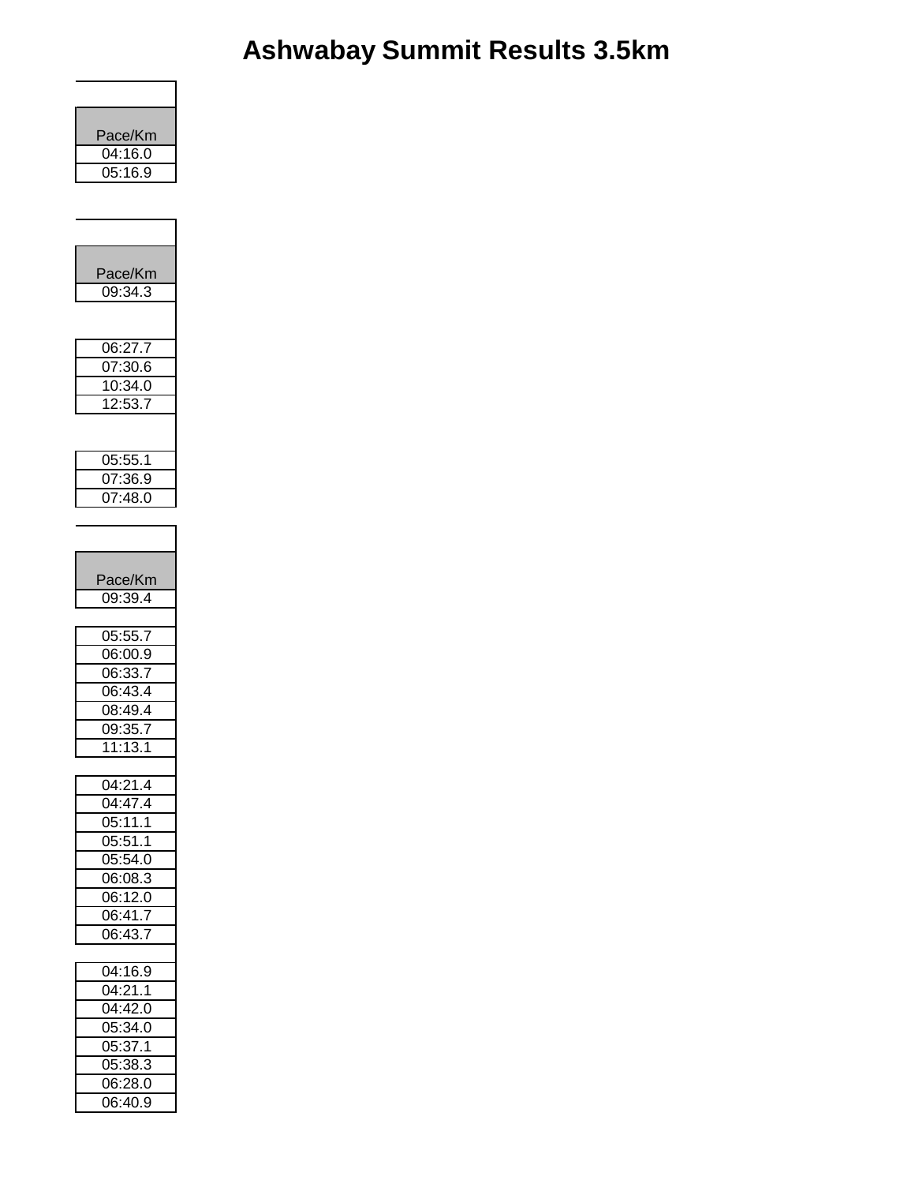# Ashwabay Summit Results 3.5km

| |
|---|
| Pace/Km |
| 04:16.0 |
| 05:16.9 |

| |
|---|
| Pace/Km |
| 09:34.3 |
| |
| 06:27.7 |
| 07:30.6 |
| 10:34.0 |
| 12:53.7 |
| |
| 05:55.1 |
| 07:36.9 |
| 07:48.0 |

| |
|---|
| Pace/Km |
| 09:39.4 |
| |
| 05:55.7 |
| 06:00.9 |
| 06:33.7 |
| 06:43.4 |
| 08:49.4 |
| 09:35.7 |
| 11:13.1 |
| |
| 04:21.4 |
| 04:47.4 |
| 05:11.1 |
| 05:51.1 |
| 05:54.0 |
| 06:08.3 |
| 06:12.0 |
| 06:41.7 |
| 06:43.7 |
| |
| 04:16.9 |
| 04:21.1 |
| 04:42.0 |
| 05:34.0 |
| 05:37.1 |
| 05:38.3 |
| 06:28.0 |
| 06:40.9 |